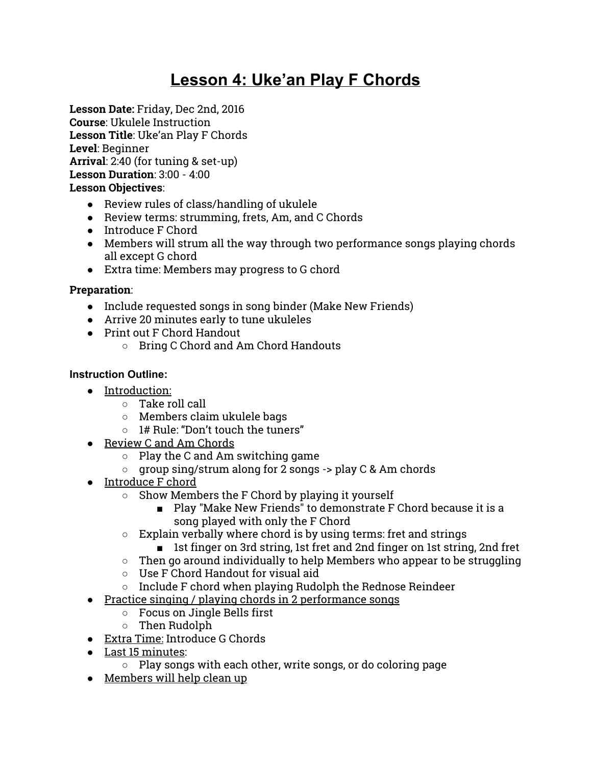# Lesson 4: Uke'an Play F Chords

**Lesson Date:** Friday, Dec 2nd, 2016
**Course**: Ukulele Instruction
**Lesson Title**: Uke'an Play F Chords
**Level**: Beginner
**Arrival**: 2:40 (for tuning & set-up)
**Lesson Duration**: 3:00 - 4:00
**Lesson Objectives**:

- Review rules of class/handling of ukulele
- Review terms: strumming, frets, Am, and C Chords
- Introduce F Chord
- Members will strum all the way through two performance songs playing chords all except G chord
- Extra time: Members may progress to G chord

**Preparation**:

- Include requested songs in song binder (Make New Friends)
- Arrive 20 minutes early to tune ukuleles
- Print out F Chord Handout
    - Bring C Chord and Am Chord Handouts

**Instruction Outline:**

- Introduction:
    - Take roll call
    - Members claim ukulele bags
    - 1# Rule: "Don't touch the tuners"
- Review C and Am Chords
    - Play the C and Am switching game
    - group sing/strum along for 2 songs -> play C & Am chords
- Introduce F chord
    - Show Members the F Chord by playing it yourself
        - Play "Make New Friends" to demonstrate F Chord because it is a song played with only the F Chord
    - Explain verbally where chord is by using terms: fret and strings
        - 1st finger on 3rd string, 1st fret and 2nd finger on 1st string, 2nd fret
    - Then go around individually to help Members who appear to be struggling
    - Use F Chord Handout for visual aid
    - Include F chord when playing Rudolph the Rednose Reindeer
- Practice singing / playing chords in 2 performance songs
    - Focus on Jingle Bells first
    - Then Rudolph
- Extra Time: Introduce G Chords
- Last 15 minutes:
    - Play songs with each other, write songs, or do coloring page
- Members will help clean up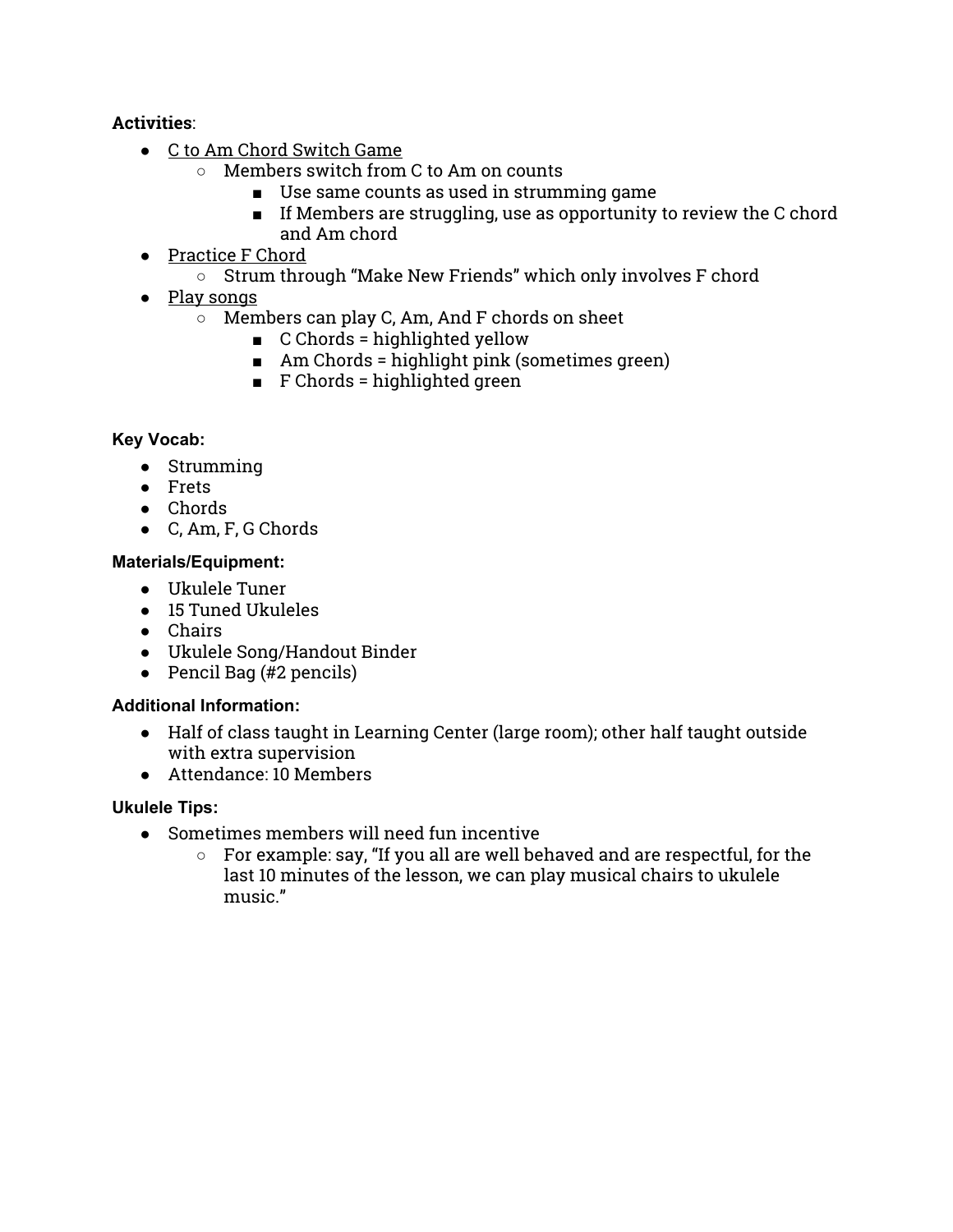**Activities**:

- <u>C to Am Chord Switch Game</u>
    - Members switch from C to Am on counts
        - Use same counts as used in strumming game
        - If Members are struggling, use as opportunity to review the C chord and Am chord
- <u>Practice F Chord</u>
    - Strum through "Make New Friends" which only involves F chord
- <u>Play songs</u>
    - Members can play C, Am, And F chords on sheet
        - C Chords = highlighted yellow
        - Am Chords = highlight pink (sometimes green)
        - F Chords = highlighted green

**Key Vocab:**

- Strumming
- Frets
- Chords
- C, Am, F, G Chords

**Materials/Equipment:**

- Ukulele Tuner
- 15 Tuned Ukuleles
- Chairs
- Ukulele Song/Handout Binder
- Pencil Bag (#2 pencils)

**Additional Information:**

- Half of class taught in Learning Center (large room); other half taught outside with extra supervision
- Attendance: 10 Members

**Ukulele Tips:**

- Sometimes members will need fun incentive
    - For example: say, "If you all are well behaved and are respectful, for the last 10 minutes of the lesson, we can play musical chairs to ukulele music."